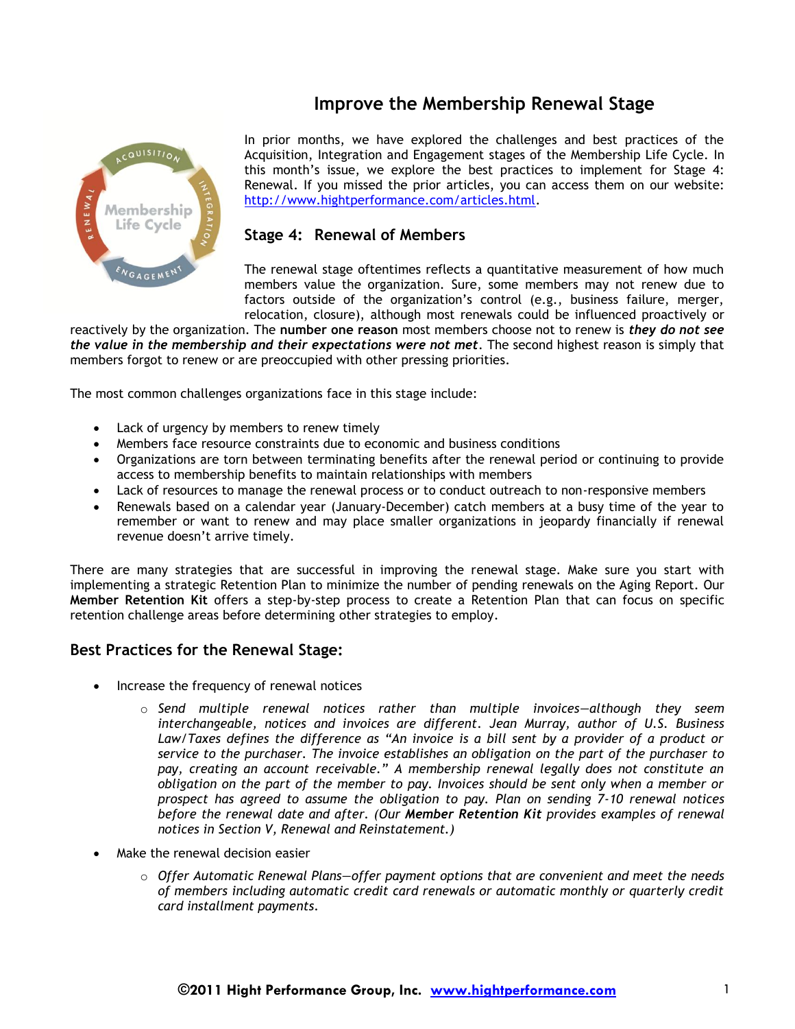# Improve the Membership Renewal Stage

In prior months, we have explored the challenges and best practices of the Acquisition, Integration and Engagement stages of the Membership Life Cycle. In this month's issue, we explore the best practices to implement for Stage 4: Renewal. If you missed the prior articles, you can access them on our website: http://www.hightperformance.com/articles.html.

## Stage 4: Renewal of Members

The renewal stage oftentimes reflects a quantitative measurement of how much members value the organization. Sure, some members may not renew due to factors outside of the organization's control (e.g., business failure, merger, relocation, closure), although most renewals could be influenced proactively or reactively by the organization. The **number one reason** most members choose not to renew is ***they do not see the value in the membership and their expectations were not met***. The second highest reason is simply that members forgot to renew or are preoccupied with other pressing priorities.

The most common challenges organizations face in this stage include:

- Lack of urgency by members to renew timely
- Members face resource constraints due to economic and business conditions
- Organizations are torn between terminating benefits after the renewal period or continuing to provide access to membership benefits to maintain relationships with members
- Lack of resources to manage the renewal process or to conduct outreach to non-responsive members
- Renewals based on a calendar year (January-December) catch members at a busy time of the year to remember or want to renew and may place smaller organizations in jeopardy financially if renewal revenue doesn't arrive timely.

There are many strategies that are successful in improving the renewal stage. Make sure you start with implementing a strategic Retention Plan to minimize the number of pending renewals on the Aging Report. Our **Member Retention Kit** offers a step-by-step process to create a Retention Plan that can focus on specific retention challenge areas before determining other strategies to employ.

## Best Practices for the Renewal Stage:

- Increase the frequency of renewal notices
  - *Send multiple renewal notices rather than multiple invoices—although they seem interchangeable, notices and invoices are different. Jean Murray, author of U.S. Business Law/Taxes defines the difference as "An invoice is a bill sent by a provider of a product or service to the purchaser. The invoice establishes an obligation on the part of the purchaser to pay, creating an account receivable." A membership renewal legally does not constitute an obligation on the part of the member to pay. Invoices should be sent only when a member or prospect has agreed to assume the obligation to pay. Plan on sending 7-10 renewal notices before the renewal date and after. (Our* ***Member Retention Kit*** *provides examples of renewal notices in Section V, Renewal and Reinstatement.)*
- Make the renewal decision easier
  - *Offer Automatic Renewal Plans—offer payment options that are convenient and meet the needs of members including automatic credit card renewals or automatic monthly or quarterly credit card installment payments.*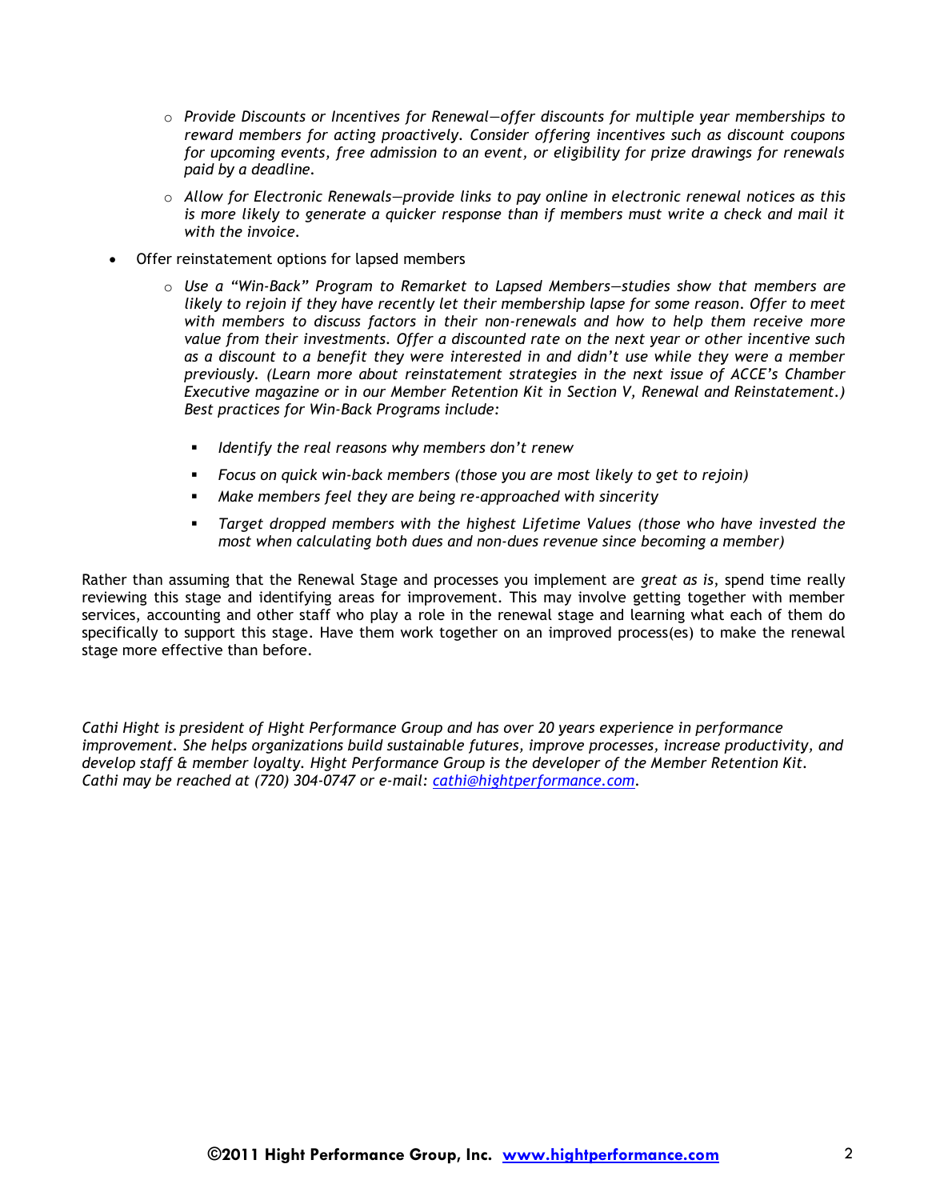- *Provide Discounts or Incentives for Renewal—offer discounts for multiple year memberships to reward members for acting proactively. Consider offering incentives such as discount coupons for upcoming events, free admission to an event, or eligibility for prize drawings for renewals paid by a deadline.*
   - *Allow for Electronic Renewals—provide links to pay online in electronic renewal notices as this is more likely to generate a quicker response than if members must write a check and mail it with the invoice.*

- Offer reinstatement options for lapsed members
   - *Use a "Win-Back" Program to Remarket to Lapsed Members—studies show that members are likely to rejoin if they have recently let their membership lapse for some reason. Offer to meet with members to discuss factors in their non-renewals and how to help them receive more value from their investments. Offer a discounted rate on the next year or other incentive such as a discount to a benefit they were interested in and didn't use while they were a member previously. (Learn more about reinstatement strategies in the next issue of ACCE's Chamber Executive magazine or in our Member Retention Kit in Section V, Renewal and Reinstatement.) Best practices for Win-Back Programs include:*
      - *Identify the real reasons why members don't renew*
      - *Focus on quick win-back members (those you are most likely to get to rejoin)*
      - *Make members feel they are being re-approached with sincerity*
      - *Target dropped members with the highest Lifetime Values (those who have invested the most when calculating both dues and non-dues revenue since becoming a member)*

Rather than assuming that the Renewal Stage and processes you implement are *great as is*, spend time really reviewing this stage and identifying areas for improvement. This may involve getting together with member services, accounting and other staff who play a role in the renewal stage and learning what each of them do specifically to support this stage. Have them work together on an improved process(es) to make the renewal stage more effective than before.

*Cathi Hight is president of Hight Performance Group and has over 20 years experience in performance improvement. She helps organizations build sustainable futures, improve processes, increase productivity, and develop staff & member loyalty. Hight Performance Group is the developer of the Member Retention Kit. Cathi may be reached at (720) 304-0747 or e-mail: [cathi@hightperformance.com](mailto:cathi@hightperformance.com).*

**©2011 Hight Performance Group, Inc. [www.hightperformance.com](http://www.hightperformance.com)**